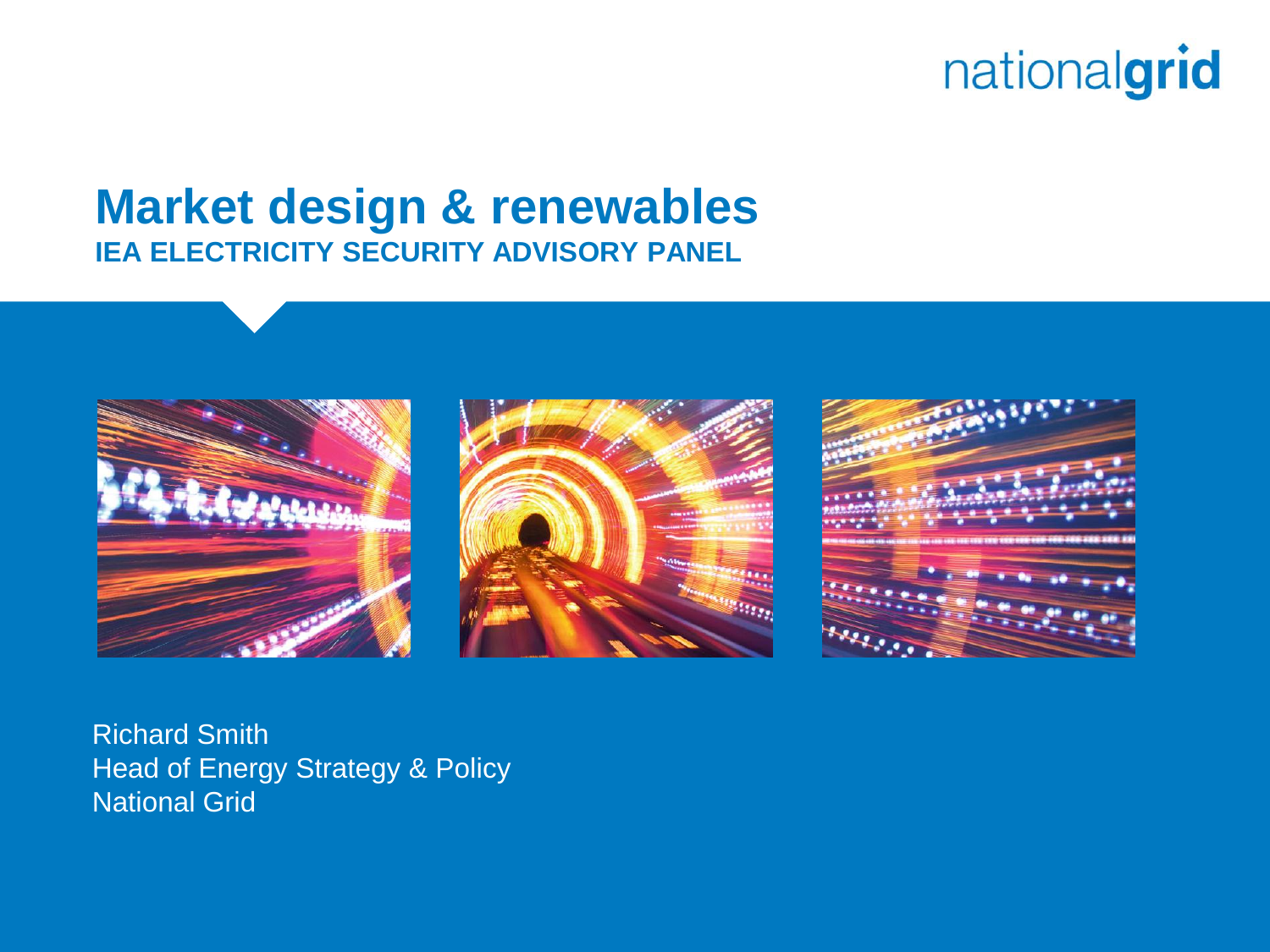nationalgrid

# Market design & renewables

**IEA ELECTRICITY SECURITY ADVISORY PANEL**

Richard Smith
Head of Energy Strategy & Policy
National Grid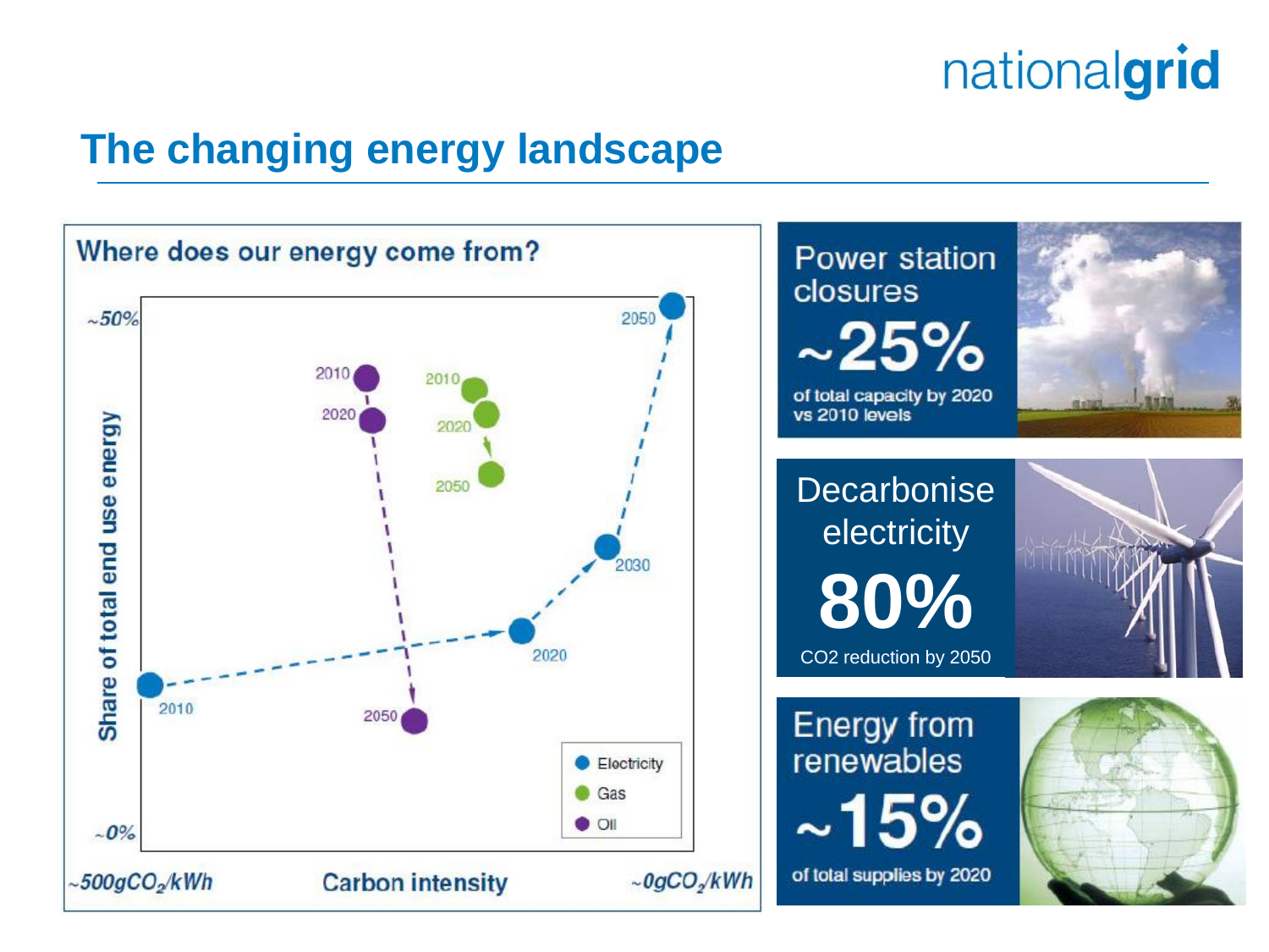# The changing energy landscape

## Where does our energy come from?

Share of total end use energy (~0% to ~50%) vs. Carbon intensity (~500gCO$_2$/kWh to ~0gCO$_2$/kWh)

- Electricity: 2010, 2020, 2030, 2050
- Gas: 2010, 2020, 2050
- Oil: 2010, 2020, 2050

**Power station closures**

**~25%**

of total capacity by 2020 vs 2010 levels

**Decarbonise electricity**

**80%**

CO2 reduction by 2050

**Energy from renewables**

**~15%**

of total supplies by 2020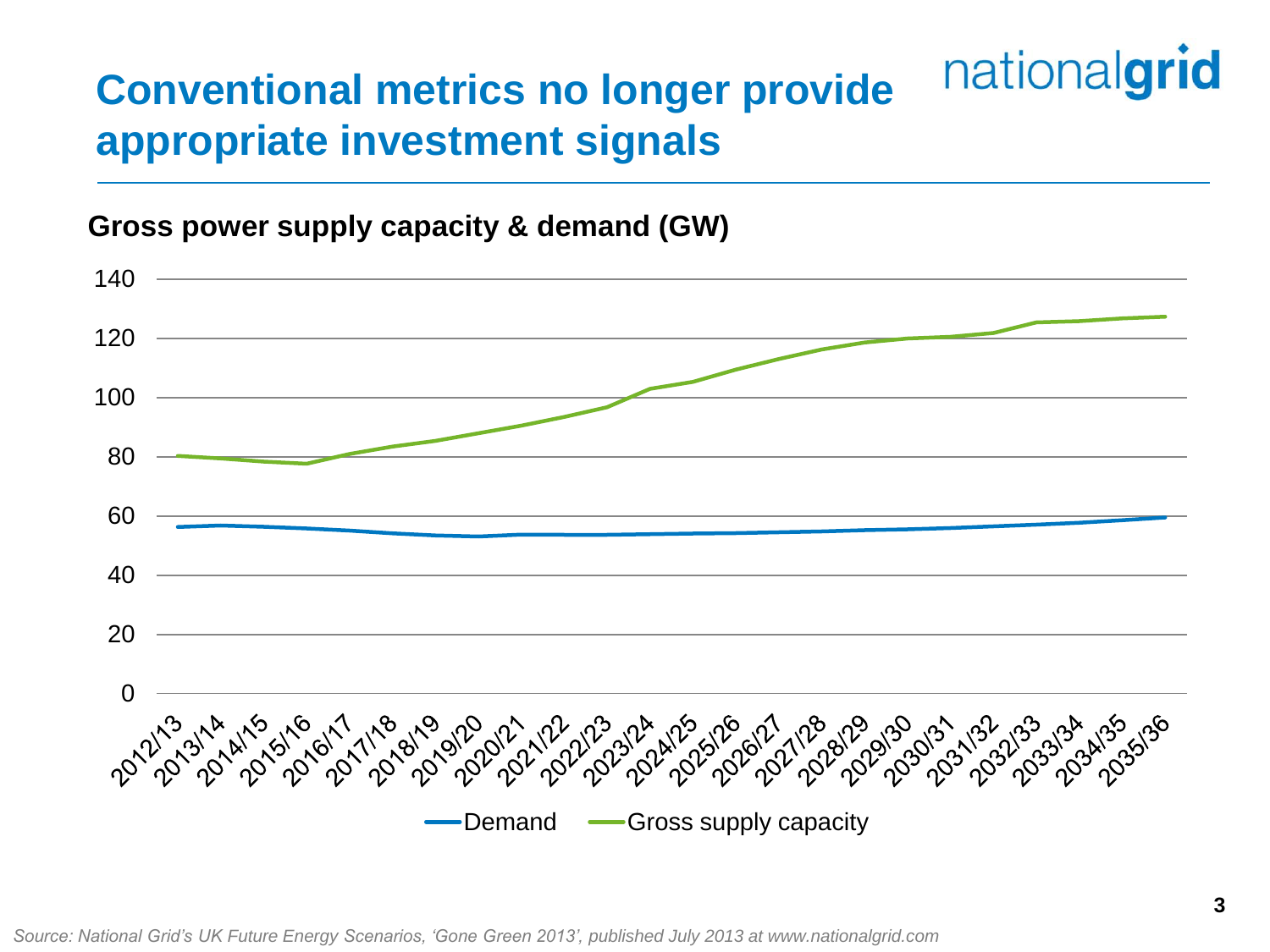# Conventional metrics no longer provide appropriate investment signals

nationalgrid

**Gross power supply capacity & demand (GW)**

*Source: National Grid's UK Future Energy Scenarios, 'Gone Green 2013', published July 2013 at www.nationalgrid.com*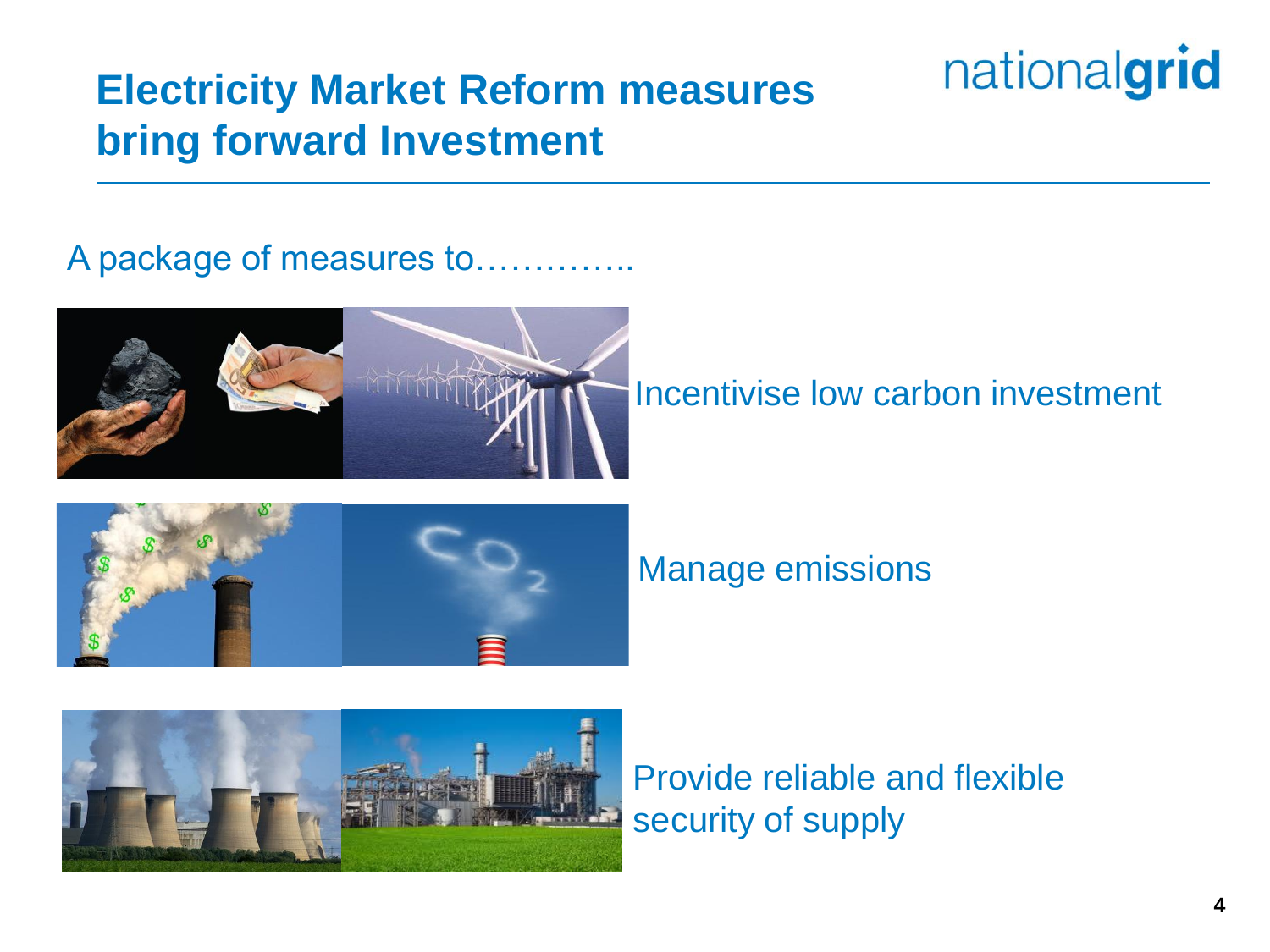# Electricity Market Reform measures bring forward Investment

A package of measures to…………..

Incentivise low carbon investment

Manage emissions

Provide reliable and flexible security of supply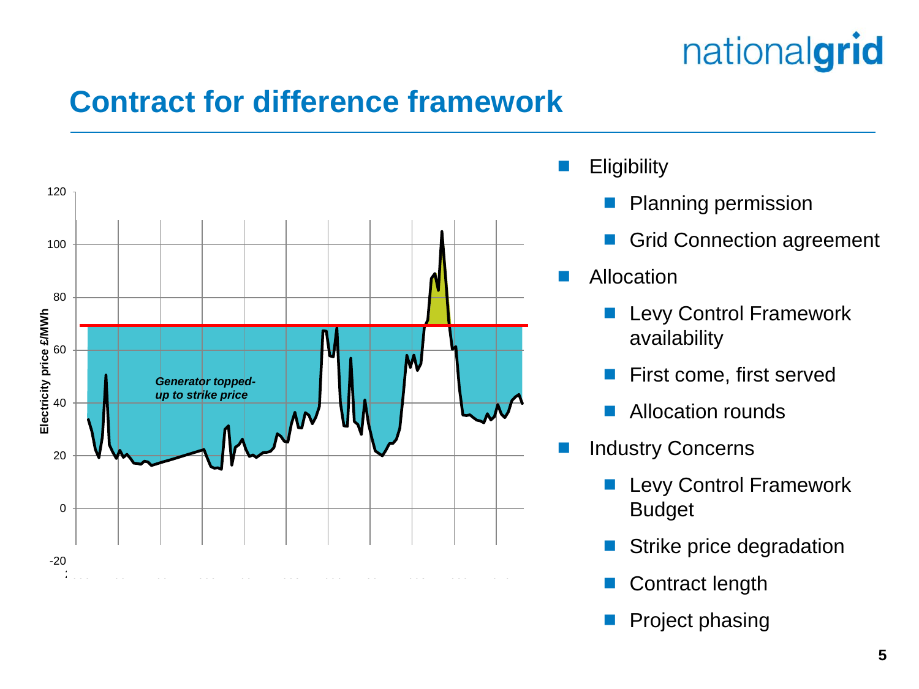# Contract for difference framework

Electricity price £/MWh

120
100
80
60
40
20
0
-20

*Generator topped-up to strike price*

- Eligibility
  - Planning permission
  - Grid Connection agreement
- Allocation
  - Levy Control Framework availability
  - First come, first served
  - Allocation rounds
- Industry Concerns
  - Levy Control Framework Budget
  - Strike price degradation
  - Contract length
  - Project phasing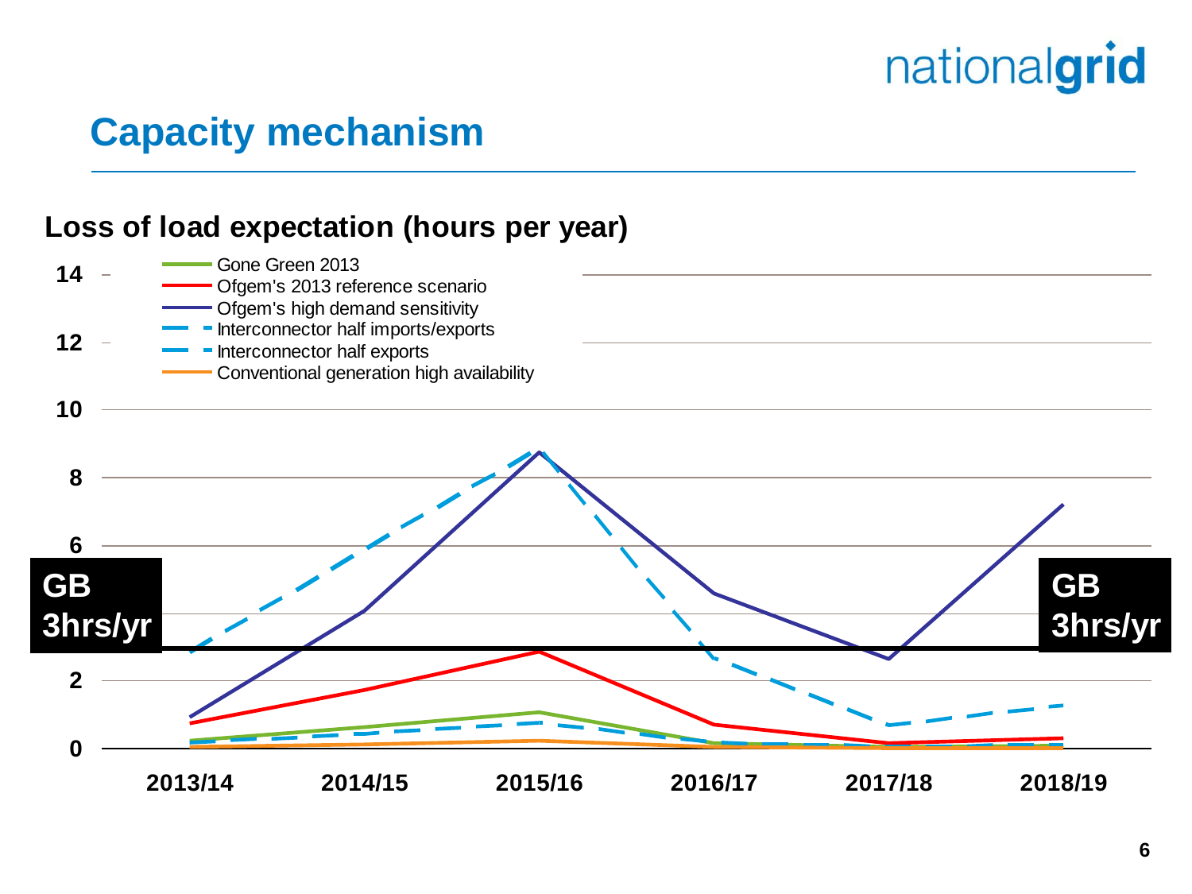## Capacity mechanism

**Loss of load expectation (hours per year)**

- Gone Green 2013
- Ofgem's 2013 reference scenario
- Ofgem's high demand sensitivity
- Interconnector half imports/exports
- Interconnector half exports
- Conventional generation high availability

**GB 3hrs/yr**

**2013/14 2014/15 2015/16 2016/17 2017/18 2018/19**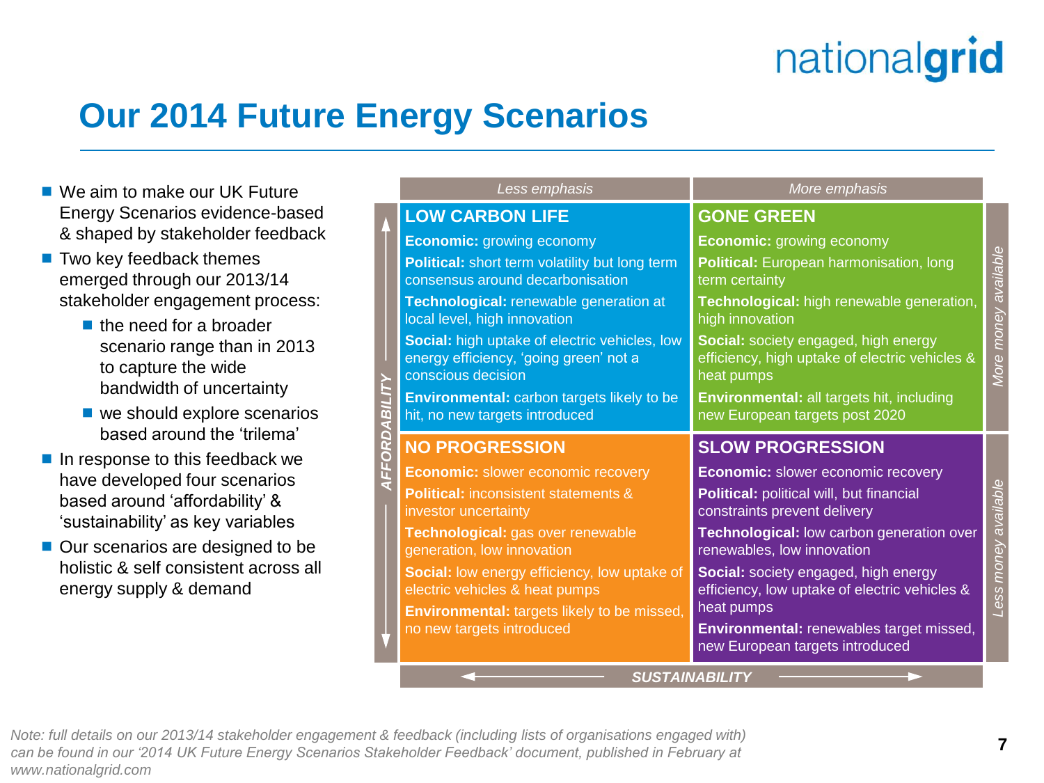# Our 2014 Future Energy Scenarios

- We aim to make our UK Future Energy Scenarios evidence-based & shaped by stakeholder feedback
- Two key feedback themes emerged through our 2013/14 stakeholder engagement process:
  - the need for a broader scenario range than in 2013 to capture the wide bandwidth of uncertainty
  - we should explore scenarios based around the 'trilema'
- In response to this feedback we have developed four scenarios based around 'affordability' & 'sustainability' as key variables
- Our scenarios are designed to be holistic & self consistent across all energy supply & demand

| AFFORDABILITY | *Less emphasis* | *More emphasis* | |
|---|---|---|---|
| | **LOW CARBON LIFE**<br>**Economic:** growing economy<br>**Political:** short term volatility but long term consensus around decarbonisation<br>**Technological:** renewable generation at local level, high innovation<br>**Social:** high uptake of electric vehicles, low energy efficiency, 'going green' not a conscious decision<br>**Environmental:** carbon targets likely to be hit, no new targets introduced | **GONE GREEN**<br>**Economic:** growing economy<br>**Political:** European harmonisation, long term certainty<br>**Technological:** high renewable generation, high innovation<br>**Social:** society engaged, high energy efficiency, high uptake of electric vehicles & heat pumps<br>**Environmental:** all targets hit, including new European targets post 2020 | *More money available* |
| | **NO PROGRESSION**<br>**Economic:** slower economic recovery<br>**Political:** inconsistent statements & investor uncertainty<br>**Technological:** gas over renewable generation, low innovation<br>**Social:** low energy efficiency, low uptake of electric vehicles & heat pumps<br>**Environmental:** targets likely to be missed, no new targets introduced | **SLOW PROGRESSION**<br>**Economic:** slower economic recovery<br>**Political:** political will, but financial constraints prevent delivery<br>**Technological:** low carbon generation over renewables, low innovation<br>**Social:** society engaged, high energy efficiency, low uptake of electric vehicles & heat pumps<br>**Environmental:** renewables target missed, new European targets introduced | *Less money available* |
| | *SUSTAINABILITY* | | |

*Note: full details on our 2013/14 stakeholder engagement & feedback (including lists of organisations engaged with) can be found in our '2014 UK Future Energy Scenarios Stakeholder Feedback' document, published in February at www.nationalgrid.com*